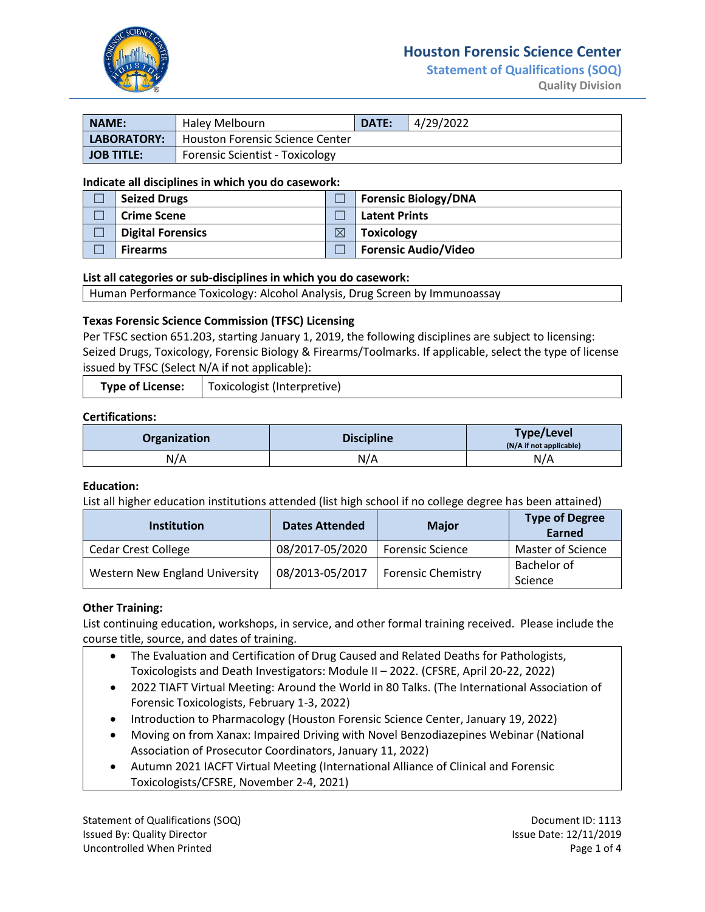# Houston Forensic Science Center

## Statement of Qualifications (SOQ)

### Quality Division

| NAME: | Haley Melbourn | DATE: | 4/29/2022 |
|---|---|---|---|
| LABORATORY: | Houston Forensic Science Center | | |
| JOB TITLE: | Forensic Scientist - Toxicology | | |

**Indicate all disciplines in which you do casework:**

| | | | |
|---|---|---|---|
| ☐ | **Seized Drugs** | ☐ | **Forensic Biology/DNA** |
| ☐ | **Crime Scene** | ☐ | **Latent Prints** |
| ☐ | **Digital Forensics** | ☒ | **Toxicology** |
| ☐ | **Firearms** | ☐ | **Forensic Audio/Video** |

**List all categories or sub-disciplines in which you do casework:**

Human Performance Toxicology: Alcohol Analysis, Drug Screen by Immunoassay

**Texas Forensic Science Commission (TFSC) Licensing**

Per TFSC section 651.203, starting January 1, 2019, the following disciplines are subject to licensing: Seized Drugs, Toxicology, Forensic Biology & Firearms/Toolmarks. If applicable, select the type of license issued by TFSC (Select N/A if not applicable):

| **Type of License:** | Toxicologist (Interpretive) |
|---|---|

**Certifications:**

| Organization | Discipline | Type/Level (N/A if not applicable) |
|---|---|---|
| N/A | N/A | N/A |

**Education:**

List all higher education institutions attended (list high school if no college degree has been attained)

| Institution | Dates Attended | Major | Type of Degree Earned |
|---|---|---|---|
| Cedar Crest College | 08/2017-05/2020 | Forensic Science | Master of Science |
| Western New England University | 08/2013-05/2017 | Forensic Chemistry | Bachelor of Science |

**Other Training:**

List continuing education, workshops, in service, and other formal training received. Please include the course title, source, and dates of training.

- The Evaluation and Certification of Drug Caused and Related Deaths for Pathologists, Toxicologists and Death Investigators: Module II – 2022. (CFSRE, April 20-22, 2022)
- 2022 TIAFT Virtual Meeting: Around the World in 80 Talks. (The International Association of Forensic Toxicologists, February 1-3, 2022)
- Introduction to Pharmacology (Houston Forensic Science Center, January 19, 2022)
- Moving on from Xanax: Impaired Driving with Novel Benzodiazepines Webinar (National Association of Prosecutor Coordinators, January 11, 2022)
- Autumn 2021 IACFT Virtual Meeting (International Alliance of Clinical and Forensic Toxicologists/CFSRE, November 2-4, 2021)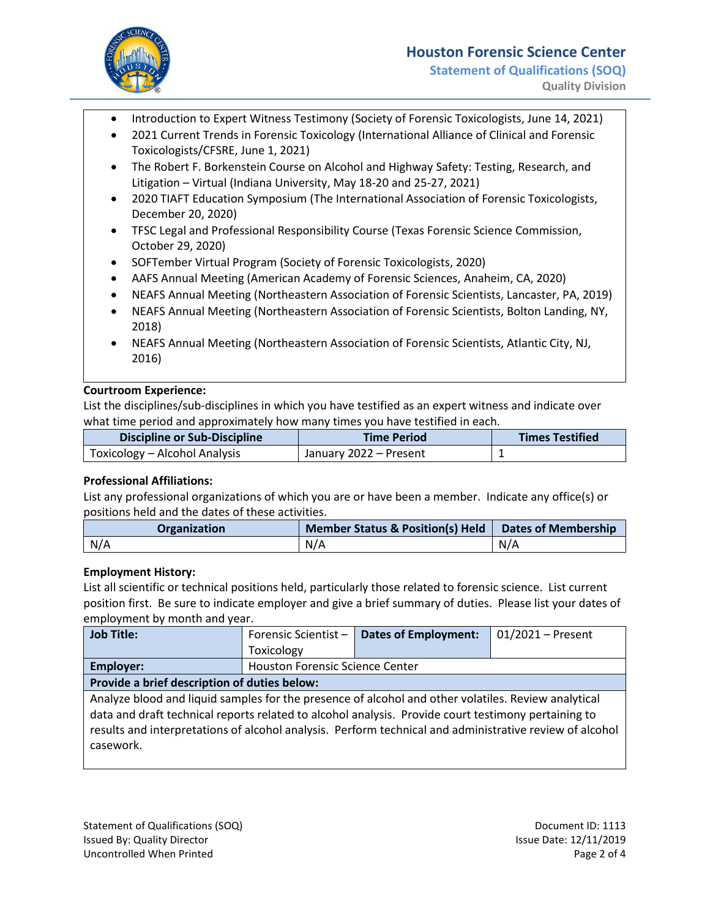- Introduction to Expert Witness Testimony (Society of Forensic Toxicologists, June 14, 2021)
- 2021 Current Trends in Forensic Toxicology (International Alliance of Clinical and Forensic Toxicologists/CFSRE, June 1, 2021)
- The Robert F. Borkenstein Course on Alcohol and Highway Safety: Testing, Research, and Litigation – Virtual (Indiana University, May 18-20 and 25-27, 2021)
- 2020 TIAFT Education Symposium (The International Association of Forensic Toxicologists, December 20, 2020)
- TFSC Legal and Professional Responsibility Course (Texas Forensic Science Commission, October 29, 2020)
- SOFTember Virtual Program (Society of Forensic Toxicologists, 2020)
- AAFS Annual Meeting (American Academy of Forensic Sciences, Anaheim, CA, 2020)
- NEAFS Annual Meeting (Northeastern Association of Forensic Scientists, Lancaster, PA, 2019)
- NEAFS Annual Meeting (Northeastern Association of Forensic Scientists, Bolton Landing, NY, 2018)
- NEAFS Annual Meeting (Northeastern Association of Forensic Scientists, Atlantic City, NJ, 2016)

**Courtroom Experience:**

List the disciplines/sub-disciplines in which you have testified as an expert witness and indicate over what time period and approximately how many times you have testified in each.

| Discipline or Sub-Discipline | Time Period | Times Testified |
| --- | --- | --- |
| Toxicology – Alcohol Analysis | January 2022 – Present | 1 |

**Professional Affiliations:**

List any professional organizations of which you are or have been a member. Indicate any office(s) or positions held and the dates of these activities.

| Organization | Member Status & Position(s) Held | Dates of Membership |
| --- | --- | --- |
| N/A | N/A | N/A |

**Employment History:**

List all scientific or technical positions held, particularly those related to forensic science. List current position first. Be sure to indicate employer and give a brief summary of duties. Please list your dates of employment by month and year.

| **Job Title:** | Forensic Scientist – Toxicology | **Dates of Employment:** | 01/2021 – Present |
| --- | --- | --- | --- |
| **Employer:** | Houston Forensic Science Center | | |
| **Provide a brief description of duties below:** | | | |
| Analyze blood and liquid samples for the presence of alcohol and other volatiles. Review analytical data and draft technical reports related to alcohol analysis. Provide court testimony pertaining to results and interpretations of alcohol analysis. Perform technical and administrative review of alcohol casework. | | | |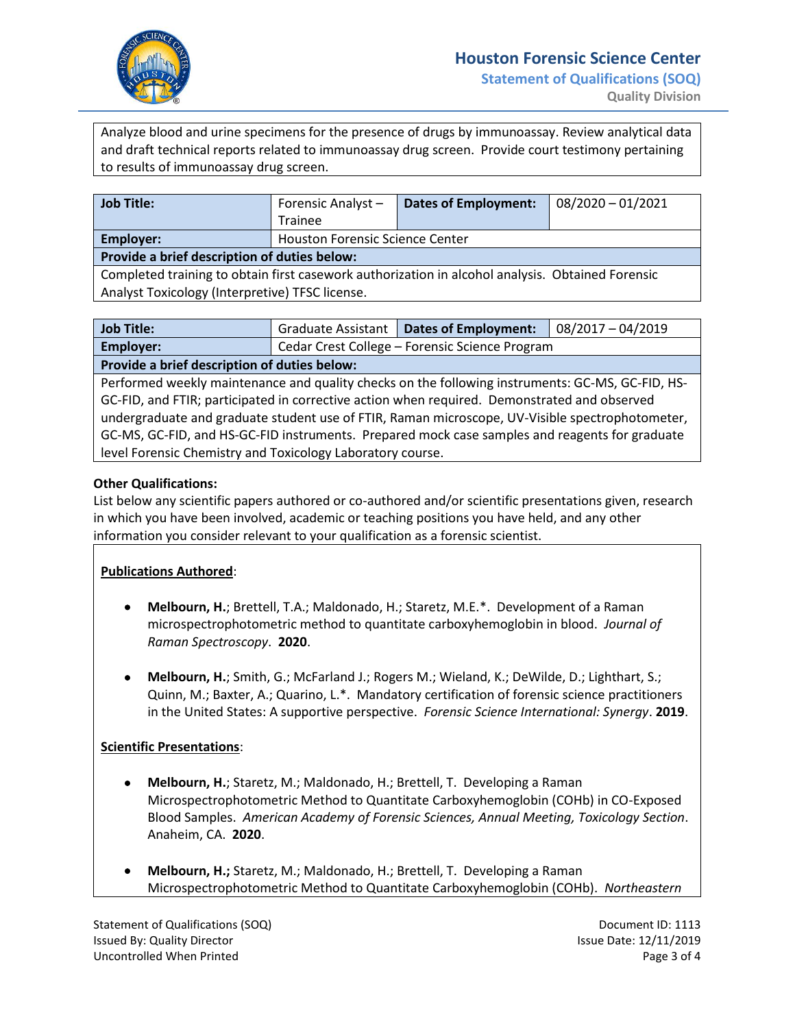| Analyze blood and urine specimens for the presence of drugs by immunoassay. Review analytical data and draft technical reports related to immunoassay drug screen. Provide court testimony pertaining to results of immunoassay drug screen. |
|---|

| **Job Title:** | Forensic Analyst – Trainee | **Dates of Employment:** | 08/2020 – 01/2021 |
|---|---|---|---|
| **Employer:** | Houston Forensic Science Center | | |
| **Provide a brief description of duties below:** | | | |
| Completed training to obtain first casework authorization in alcohol analysis. Obtained Forensic Analyst Toxicology (Interpretive) TFSC license. | | | |

| **Job Title:** | Graduate Assistant | **Dates of Employment:** | 08/2017 – 04/2019 |
|---|---|---|---|
| **Employer:** | Cedar Crest College – Forensic Science Program | | |
| **Provide a brief description of duties below:** | | | |
| Performed weekly maintenance and quality checks on the following instruments: GC-MS, GC-FID, HS-GC-FID, and FTIR; participated in corrective action when required. Demonstrated and observed undergraduate and graduate student use of FTIR, Raman microscope, UV-Visible spectrophotometer, GC-MS, GC-FID, and HS-GC-FID instruments. Prepared mock case samples and reagents for graduate level Forensic Chemistry and Toxicology Laboratory course. | | | |

**Other Qualifications:**

List below any scientific papers authored or co-authored and/or scientific presentations given, research in which you have been involved, academic or teaching positions you have held, and any other information you consider relevant to your qualification as a forensic scientist.

**Publications Authored**:

- **Melbourn, H.**; Brettell, T.A.; Maldonado, H.; Staretz, M.E.*. Development of a Raman microspectrophotometric method to quantitate carboxyhemoglobin in blood. *Journal of Raman Spectroscopy*. **2020**.

- **Melbourn, H.**; Smith, G.; McFarland J.; Rogers M.; Wieland, K.; DeWilde, D.; Lighthart, S.; Quinn, M.; Baxter, A.; Quarino, L.*. Mandatory certification of forensic science practitioners in the United States: A supportive perspective. *Forensic Science International: Synergy*. **2019**.

**Scientific Presentations**:

- **Melbourn, H.**; Staretz, M.; Maldonado, H.; Brettell, T. Developing a Raman Microspectrophotometric Method to Quantitate Carboxyhemoglobin (COHb) in CO-Exposed Blood Samples. *American Academy of Forensic Sciences, Annual Meeting, Toxicology Section*. Anaheim, CA. **2020**.

- **Melbourn, H.;** Staretz, M.; Maldonado, H.; Brettell, T. Developing a Raman Microspectrophotometric Method to Quantitate Carboxyhemoglobin (COHb). *Northeastern*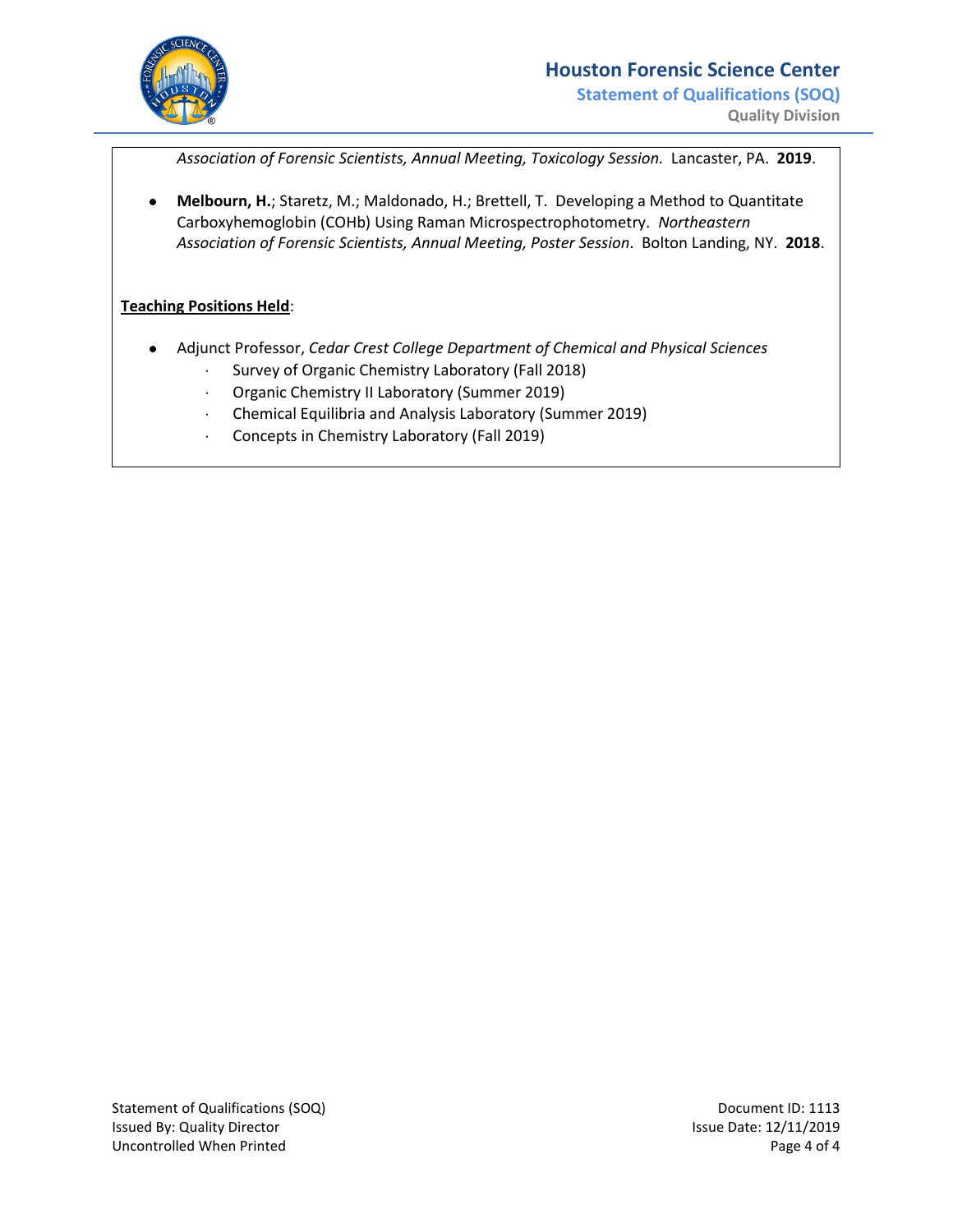*Association of Forensic Scientists, Annual Meeting, Toxicology Session.* Lancaster, PA. **2019**.

- **Melbourn, H.**; Staretz, M.; Maldonado, H.; Brettell, T. Developing a Method to Quantitate Carboxyhemoglobin (COHb) Using Raman Microspectrophotometry. *Northeastern Association of Forensic Scientists, Annual Meeting, Poster Session*. Bolton Landing, NY. **2018**.

**<u>Teaching Positions Held</u>**:

- Adjunct Professor, *Cedar Crest College Department of Chemical and Physical Sciences*
  - Survey of Organic Chemistry Laboratory (Fall 2018)
  - Organic Chemistry II Laboratory (Summer 2019)
  - Chemical Equilibria and Analysis Laboratory (Summer 2019)
  - Concepts in Chemistry Laboratory (Fall 2019)